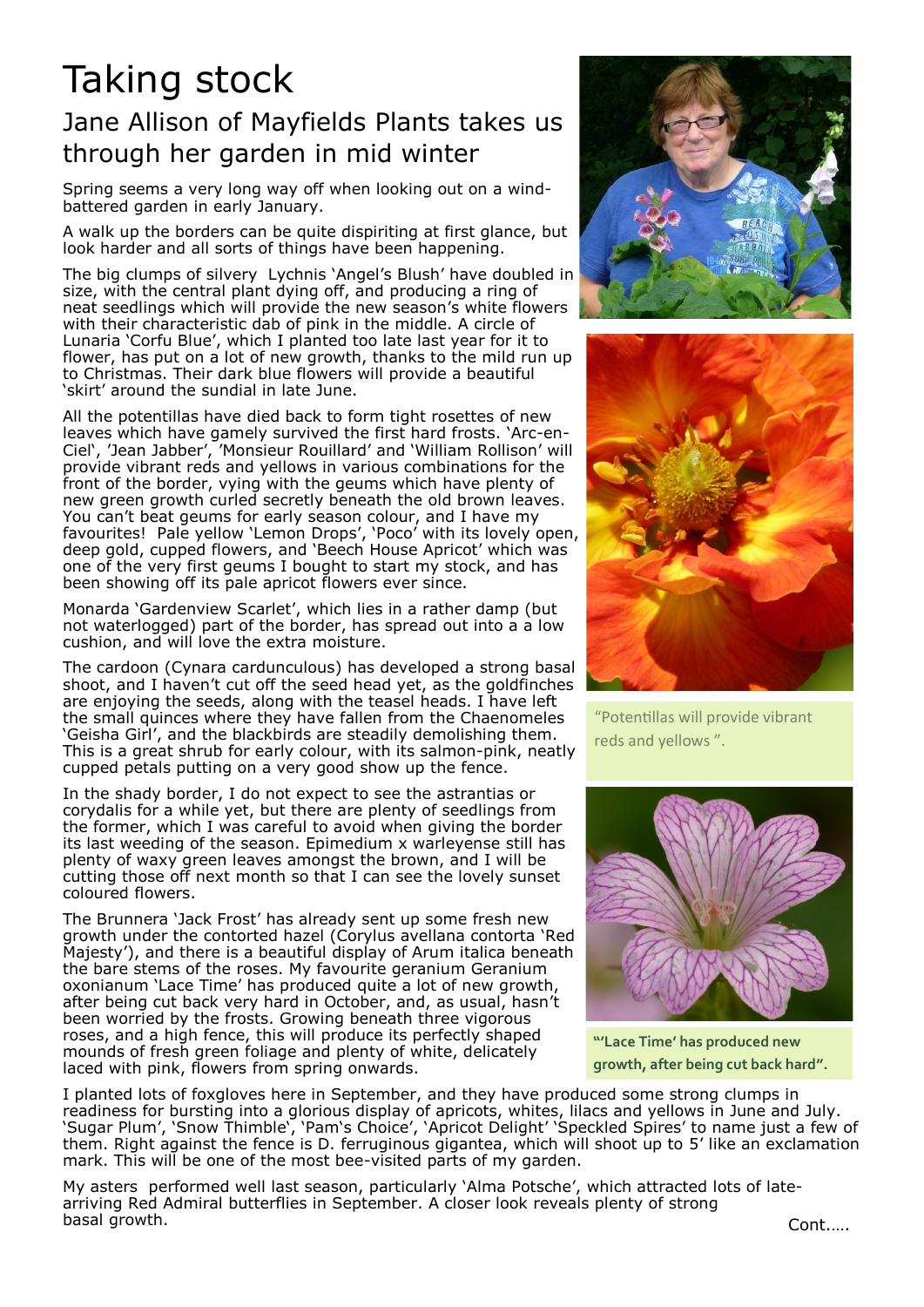# Taking stock

## Jane Allison of Mayfields Plants takes us through her garden in mid winter

Spring seems a very long way off when looking out on a wind-battered garden in early January.

A walk up the borders can be quite dispiriting at first glance, but look harder and all sorts of things have been happening.

The big clumps of silvery Lychnis 'Angel's Blush' have doubled in size, with the central plant dying off, and producing a ring of neat seedlings which will provide the new season's white flowers with their characteristic dab of pink in the middle. A circle of Lunaria 'Corfu Blue', which I planted too late last year for it to flower, has put on a lot of new growth, thanks to the mild run up to Christmas. Their dark blue flowers will provide a beautiful 'skirt' around the sundial in late June.

All the potentillas have died back to form tight rosettes of new leaves which have gamely survived the first hard frosts. 'Arc-en-Ciel', 'Jean Jabber', 'Monsieur Rouillard' and 'William Rollison' will provide vibrant reds and yellows in various combinations for the front of the border, vying with the geums which have plenty of new green growth curled secretly beneath the old brown leaves. You can't beat geums for early season colour, and I have my favourites! Pale yellow 'Lemon Drops', 'Poco' with its lovely open, deep gold, cupped flowers, and 'Beech House Apricot' which was one of the very first geums I bought to start my stock, and has been showing off its pale apricot flowers ever since.

Monarda 'Gardenview Scarlet', which lies in a rather damp (but not waterlogged) part of the border, has spread out into a a low cushion, and will love the extra moisture.

The cardoon (Cynara cardunculous) has developed a strong basal shoot, and I haven't cut off the seed head yet, as the goldfinches are enjoying the seeds, along with the teasel heads. I have left the small quinces where they have fallen from the Chaenomeles 'Geisha Girl', and the blackbirds are steadily demolishing them. This is a great shrub for early colour, with its salmon-pink, neatly cupped petals putting on a very good show up the fence.

In the shady border, I do not expect to see the astrantias or corydalis for a while yet, but there are plenty of seedlings from the former, which I was careful to avoid when giving the border its last weeding of the season. Epimedium x warleyense still has plenty of waxy green leaves amongst the brown, and I will be cutting those off next month so that I can see the lovely sunset coloured flowers.

The Brunnera 'Jack Frost' has already sent up some fresh new growth under the contorted hazel (Corylus avellana contorta 'Red Majesty'), and there is a beautiful display of Arum italica beneath the bare stems of the roses. My favourite geranium Geranium oxonianum 'Lace Time' has produced quite a lot of new growth, after being cut back very hard in October, and, as usual, hasn't been worried by the frosts. Growing beneath three vigorous roses, and a high fence, this will produce its perfectly shaped mounds of fresh green foliage and plenty of white, delicately laced with pink, flowers from spring onwards.

"Potentillas will provide vibrant reds and yellows ".

**"'Lace Time' has produced new growth, after being cut back hard".**

I planted lots of foxgloves here in September, and they have produced some strong clumps in readiness for bursting into a glorious display of apricots, whites, lilacs and yellows in June and July. 'Sugar Plum', 'Snow Thimble', 'Pam's Choice', 'Apricot Delight' 'Speckled Spires' to name just a few of them. Right against the fence is D. ferruginous gigantea, which will shoot up to 5' like an exclamation mark. This will be one of the most bee-visited parts of my garden.

My asters performed well last season, particularly 'Alma Potsche', which attracted lots of late-arriving Red Admiral butterflies in September. A closer look reveals plenty of strong basal growth.

Cont…..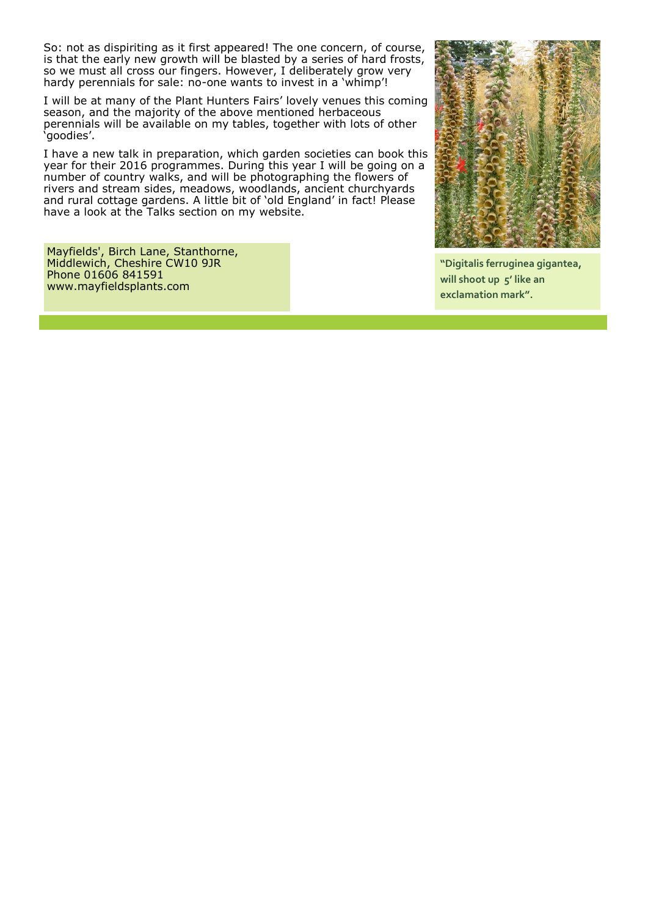So: not as dispiriting as it first appeared! The one concern, of course, is that the early new growth will be blasted by a series of hard frosts, so we must all cross our fingers. However, I deliberately grow very hardy perennials for sale: no-one wants to invest in a 'whimp'!

I will be at many of the Plant Hunters Fairs' lovely venues this coming season, and the majority of the above mentioned herbaceous perennials will be available on my tables, together with lots of other 'goodies'.

I have a new talk in preparation, which garden societies can book this year for their 2016 programmes. During this year I will be going on a number of country walks, and will be photographing the flowers of rivers and stream sides, meadows, woodlands, ancient churchyards and rural cottage gardens. A little bit of 'old England' in fact! Please have a look at the Talks section on my website.

Mayfields', Birch Lane, Stanthorne,
Middlewich, Cheshire CW10 9JR
Phone 01606 841591
www.mayfieldsplants.com

**"Digitalis ferruginea gigantea, will shoot up 5' like an exclamation mark".**